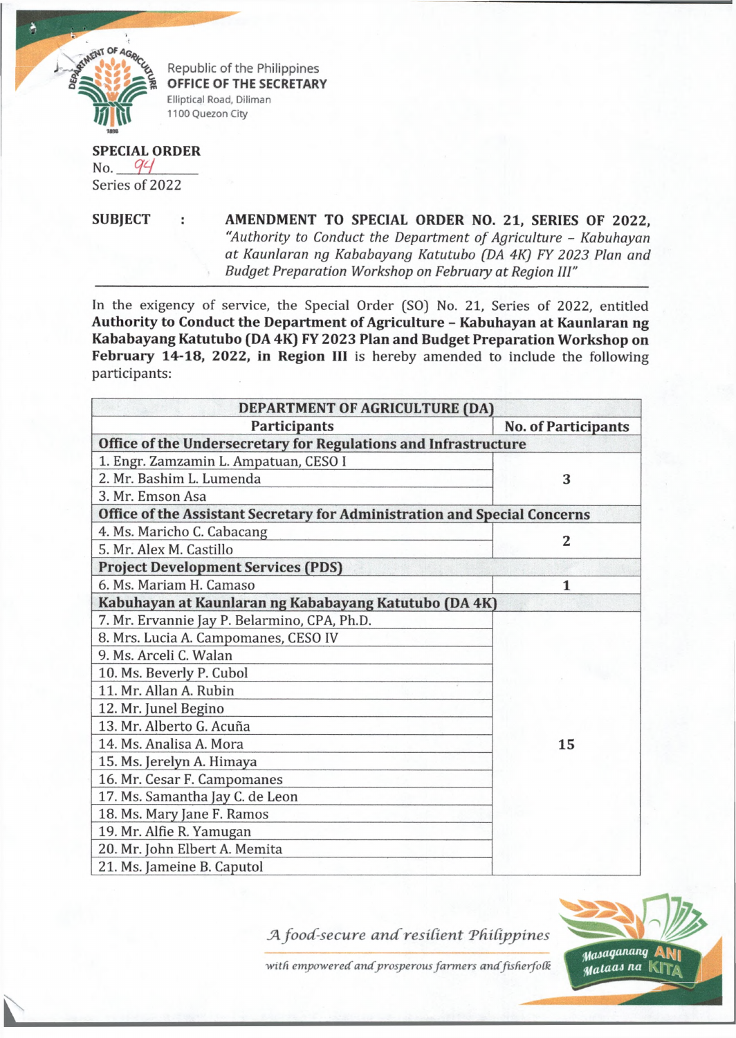Republic of the Philippines
**OFFICE OF THE SECRETARY**
Elliptical Road, Diliman
1100 Quezon City

**SPECIAL ORDER**
No. 94
Series of 2022

**SUBJECT** : **AMENDMENT TO SPECIAL ORDER NO. 21, SERIES OF 2022,** *"Authority to Conduct the Department of Agriculture – Kabuhayan at Kaunlaran ng Kababayang Katutubo (DA 4K) FY 2023 Plan and Budget Preparation Workshop on February at Region III"*

---

In the exigency of service, the Special Order (SO) No. 21, Series of 2022, entitled **Authority to Conduct the Department of Agriculture – Kabuhayan at Kaunlaran ng Kababayang Katutubo (DA 4K) FY 2023 Plan and Budget Preparation Workshop on February 14-18, 2022, in Region III** is hereby amended to include the following participants:

| DEPARTMENT OF AGRICULTURE (DA) | |
|---|---|
| **Participants** | **No. of Participants** |
| **Office of the Undersecretary for Regulations and Infrastructure** | |
| 1. Engr. Zamzamin L. Ampatuan, CESO I | 3 |
| 2. Mr. Bashim L. Lumenda | |
| 3. Mr. Emson Asa | |
| **Office of the Assistant Secretary for Administration and Special Concerns** | |
| 4. Ms. Maricho C. Cabacang | 2 |
| 5. Mr. Alex M. Castillo | |
| **Project Development Services (PDS)** | |
| 6. Ms. Mariam H. Camaso | 1 |
| **Kabuhayan at Kaunlaran ng Kababayang Katutubo (DA 4K)** | |
| 7. Mr. Ervannie Jay P. Belarmino, CPA, Ph.D. | 15 |
| 8. Mrs. Lucia A. Campomanes, CESO IV | |
| 9. Ms. Arceli C. Walan | |
| 10. Ms. Beverly P. Cubol | |
| 11. Mr. Allan A. Rubin | |
| 12. Mr. Junel Begino | |
| 13. Mr. Alberto G. Acuña | |
| 14. Ms. Analisa A. Mora | |
| 15. Ms. Jerelyn A. Himaya | |
| 16. Mr. Cesar F. Campomanes | |
| 17. Ms. Samantha Jay C. de Leon | |
| 18. Ms. Mary Jane F. Ramos | |
| 19. Mr. Alfie R. Yamugan | |
| 20. Mr. John Elbert A. Memita | |
| 21. Ms. Jameine B. Caputol | |

*A food-secure and resilient Philippines*
*with empowered and prosperous farmers and fisherfolk*

Masaganang ANI Mataas na KITA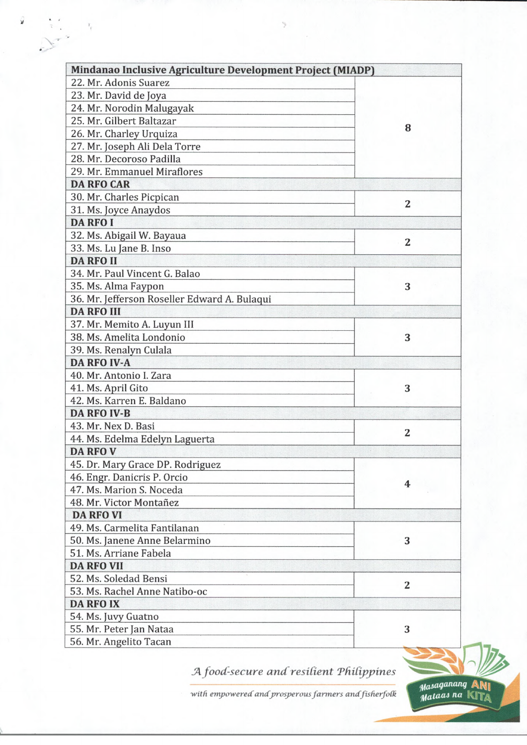| Mindanao Inclusive Agriculture Development Project (MIADP) | |
|---|---|
| 22. Mr. Adonis Suarez | 8 |
| 23. Mr. David de Joya | |
| 24. Mr. Norodin Malugayak | |
| 25. Mr. Gilbert Baltazar | |
| 26. Mr. Charley Urquiza | |
| 27. Mr. Joseph Ali Dela Torre | |
| 28. Mr. Decoroso Padilla | |
| 29. Mr. Emmanuel Miraflores | |
| **DA RFO CAR** | |
| 30. Mr. Charles Picpican | 2 |
| 31. Ms. Joyce Anaydos | |
| **DA RFO I** | |
| 32. Ms. Abigail W. Bayaua | 2 |
| 33. Ms. Lu Jane B. Inso | |
| **DA RFO II** | |
| 34. Mr. Paul Vincent G. Balao | 3 |
| 35. Ms. Alma Faypon | |
| 36. Mr. Jefferson Roseller Edward A. Bulaqui | |
| **DA RFO III** | |
| 37. Mr. Memito A. Luyun III | 3 |
| 38. Ms. Amelita Londonio | |
| 39. Ms. Renalyn Culala | |
| **DA RFO IV-A** | |
| 40. Mr. Antonio I. Zara | 3 |
| 41. Ms. April Gito | |
| 42. Ms. Karren E. Baldano | |
| **DA RFO IV-B** | |
| 43. Mr. Nex D. Basi | 2 |
| 44. Ms. Edelma Edelyn Laguerta | |
| **DA RFO V** | |
| 45. Dr. Mary Grace DP. Rodriguez | 4 |
| 46. Engr. Danicris P. Orcio | |
| 47. Ms. Marion S. Noceda | |
| 48. Mr. Victor Montañez | |
| **DA RFO VI** | |
| 49. Ms. Carmelita Fantilanan | 3 |
| 50. Ms. Janene Anne Belarmino | |
| 51. Ms. Arriane Fabela | |
| **DA RFO VII** | |
| 52. Ms. Soledad Bensi | 2 |
| 53. Ms. Rachel Anne Natibo-oc | |
| **DA RFO IX** | |
| 54. Ms. Juvy Guatno | 3 |
| 55. Mr. Peter Jan Nataa | |
| 56. Mr. Angelito Tacan | |

*A food-secure and resilient Philippines*

*with empowered and prosperous farmers and fisherfolk*

Masaganang ANI Mataas na KITA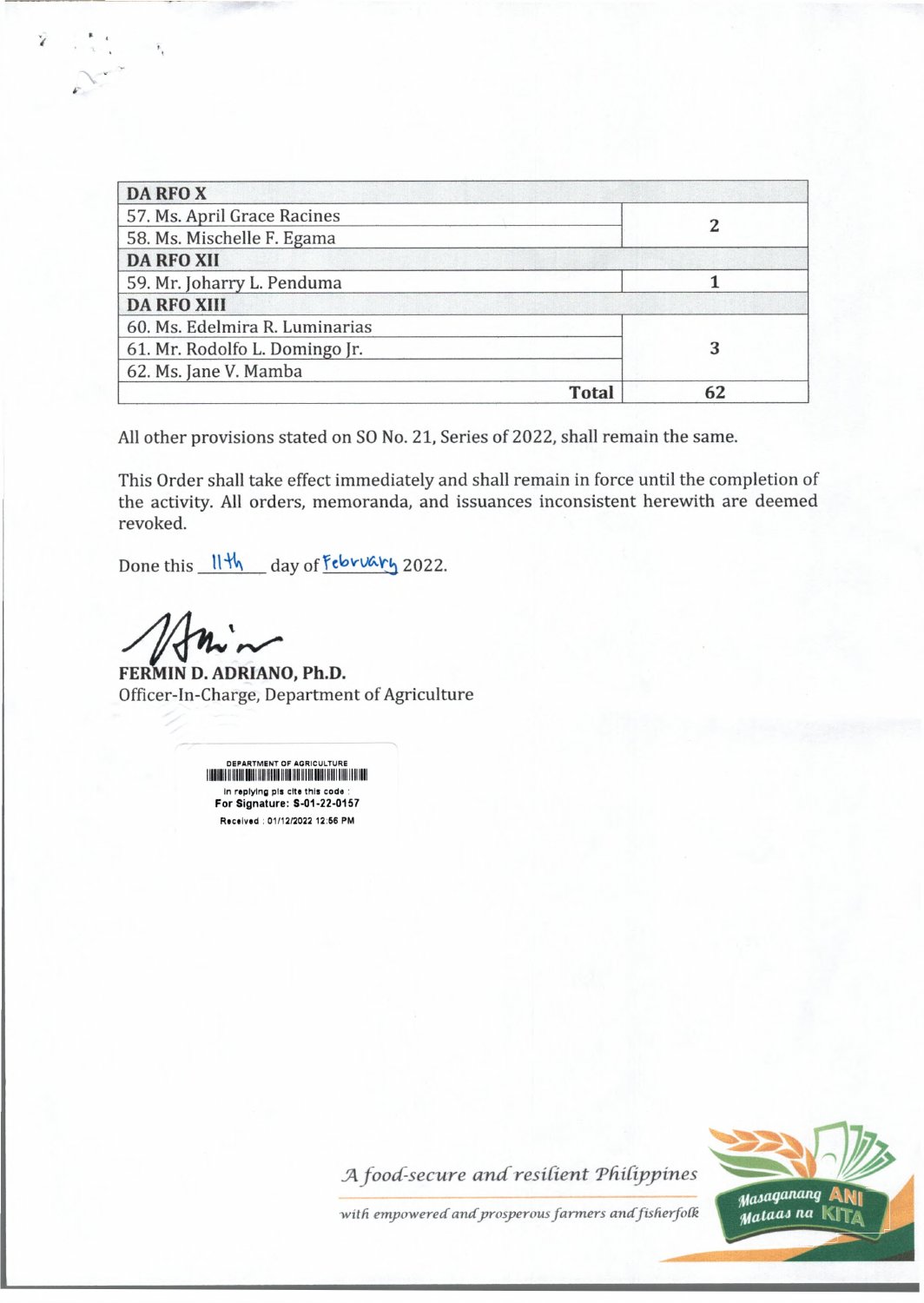| | |
|---|---|
| **DA RFO X** | |
| 57. Ms. April Grace Racines | 2 |
| 58. Ms. Mischelle F. Egama | |
| **DA RFO XII** | |
| 59. Mr. Joharry L. Penduma | 1 |
| **DA RFO XIII** | |
| 60. Ms. Edelmira R. Luminarias | 3 |
| 61. Mr. Rodolfo L. Domingo Jr. | |
| 62. Ms. Jane V. Mamba | |
| **Total** | **62** |

All other provisions stated on SO No. 21, Series of 2022, shall remain the same.

This Order shall take effect immediately and shall remain in force until the completion of the activity. All orders, memoranda, and issuances inconsistent herewith are deemed revoked.

Done this 11th day of February 2022.

**FERMIN D. ADRIANO, Ph.D.**
Officer-In-Charge, Department of Agriculture

DEPARTMENT OF AGRICULTURE
In replying pls cite this code :
For Signature: S-01-22-0157
Received : 01/12/2022 12:56 PM

*A food-secure and resilient Philippines*

*with empowered and prosperous farmers and fisherfolk*

Masaganang ANI Mataas na KITA